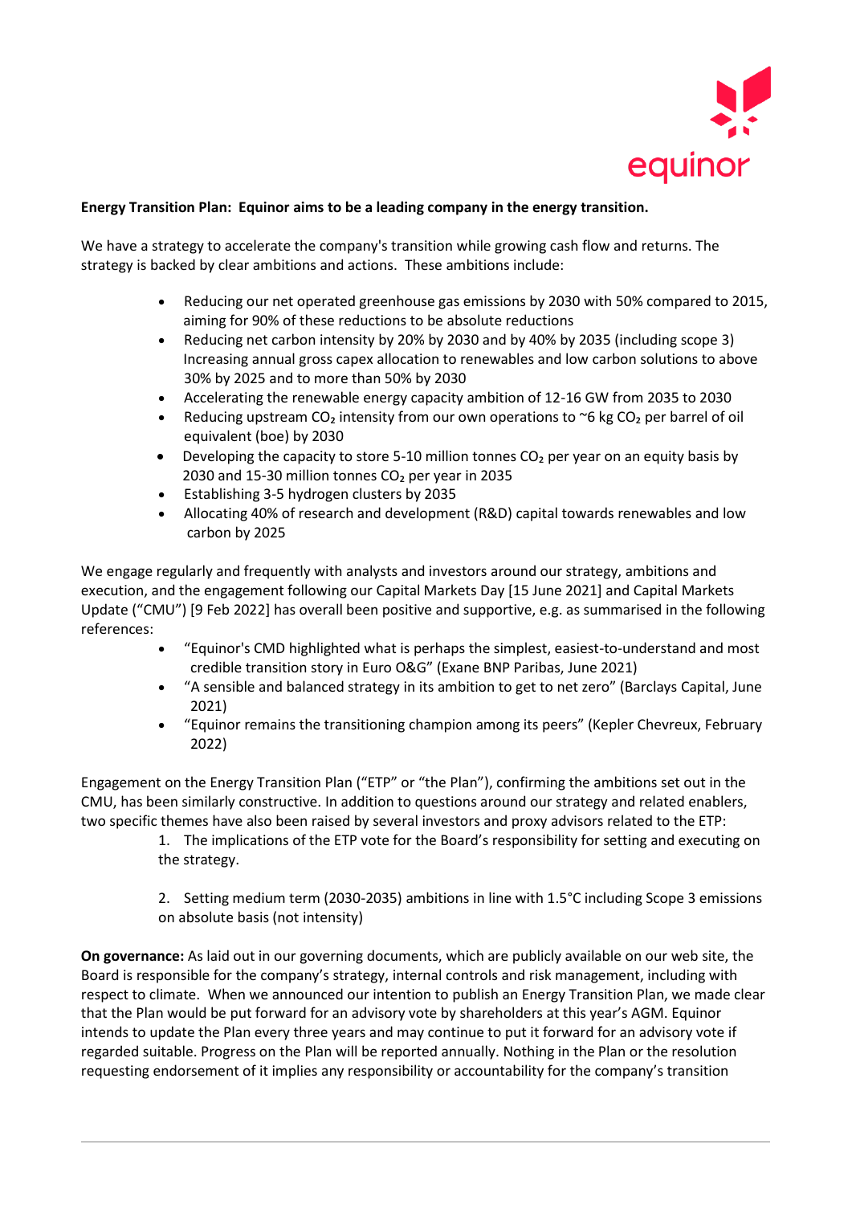**Energy Transition Plan: Equinor aims to be a leading company in the energy transition.**

We have a strategy to accelerate the company's transition while growing cash flow and returns. The strategy is backed by clear ambitions and actions. These ambitions include:

- Reducing our net operated greenhouse gas emissions by 2030 with 50% compared to 2015, aiming for 90% of these reductions to be absolute reductions
- Reducing net carbon intensity by 20% by 2030 and by 40% by 2035 (including scope 3) Increasing annual gross capex allocation to renewables and low carbon solutions to above 30% by 2025 and to more than 50% by 2030
- Accelerating the renewable energy capacity ambition of 12-16 GW from 2035 to 2030
- Reducing upstream $CO_2$ intensity from our own operations to ~6 kg $CO_2$ per barrel of oil equivalent (boe) by 2030
- Developing the capacity to store 5-10 million tonnes $CO_2$ per year on an equity basis by 2030 and 15-30 million tonnes $CO_2$ per year in 2035
- Establishing 3-5 hydrogen clusters by 2035
- Allocating 40% of research and development (R&D) capital towards renewables and low carbon by 2025

We engage regularly and frequently with analysts and investors around our strategy, ambitions and execution, and the engagement following our Capital Markets Day [15 June 2021] and Capital Markets Update ("CMU") [9 Feb 2022] has overall been positive and supportive, e.g. as summarised in the following references:

- "Equinor's CMD highlighted what is perhaps the simplest, easiest-to-understand and most credible transition story in Euro O&G" (Exane BNP Paribas, June 2021)
- "A sensible and balanced strategy in its ambition to get to net zero" (Barclays Capital, June 2021)
- "Equinor remains the transitioning champion among its peers" (Kepler Chevreux, February 2022)

Engagement on the Energy Transition Plan ("ETP" or "the Plan"), confirming the ambitions set out in the CMU, has been similarly constructive. In addition to questions around our strategy and related enablers, two specific themes have also been raised by several investors and proxy advisors related to the ETP:

1. The implications of the ETP vote for the Board's responsibility for setting and executing on the strategy.

2. Setting medium term (2030-2035) ambitions in line with 1.5°C including Scope 3 emissions on absolute basis (not intensity)

**On governance:** As laid out in our governing documents, which are publicly available on our web site, the Board is responsible for the company's strategy, internal controls and risk management, including with respect to climate. When we announced our intention to publish an Energy Transition Plan, we made clear that the Plan would be put forward for an advisory vote by shareholders at this year's AGM. Equinor intends to update the Plan every three years and may continue to put it forward for an advisory vote if regarded suitable. Progress on the Plan will be reported annually. Nothing in the Plan or the resolution requesting endorsement of it implies any responsibility or accountability for the company's transition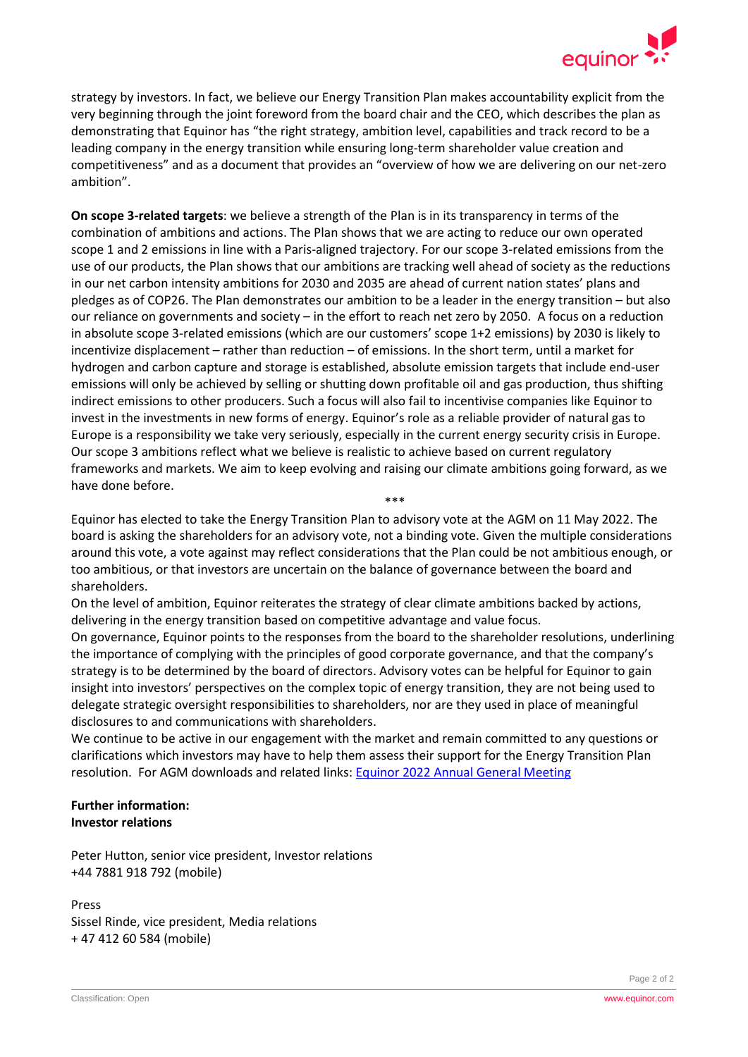strategy by investors. In fact, we believe our Energy Transition Plan makes accountability explicit from the very beginning through the joint foreword from the board chair and the CEO, which describes the plan as demonstrating that Equinor has "the right strategy, ambition level, capabilities and track record to be a leading company in the energy transition while ensuring long-term shareholder value creation and competitiveness" and as a document that provides an "overview of how we are delivering on our net-zero ambition".

**On scope 3-related targets**: we believe a strength of the Plan is in its transparency in terms of the combination of ambitions and actions. The Plan shows that we are acting to reduce our own operated scope 1 and 2 emissions in line with a Paris-aligned trajectory. For our scope 3-related emissions from the use of our products, the Plan shows that our ambitions are tracking well ahead of society as the reductions in our net carbon intensity ambitions for 2030 and 2035 are ahead of current nation states' plans and pledges as of COP26. The Plan demonstrates our ambition to be a leader in the energy transition – but also our reliance on governments and society – in the effort to reach net zero by 2050. A focus on a reduction in absolute scope 3-related emissions (which are our customers' scope 1+2 emissions) by 2030 is likely to incentivize displacement – rather than reduction – of emissions. In the short term, until a market for hydrogen and carbon capture and storage is established, absolute emission targets that include end-user emissions will only be achieved by selling or shutting down profitable oil and gas production, thus shifting indirect emissions to other producers. Such a focus will also fail to incentivise companies like Equinor to invest in the investments in new forms of energy. Equinor's role as a reliable provider of natural gas to Europe is a responsibility we take very seriously, especially in the current energy security crisis in Europe. Our scope 3 ambitions reflect what we believe is realistic to achieve based on current regulatory frameworks and markets. We aim to keep evolving and raising our climate ambitions going forward, as we have done before.

\*\*\*

Equinor has elected to take the Energy Transition Plan to advisory vote at the AGM on 11 May 2022. The board is asking the shareholders for an advisory vote, not a binding vote. Given the multiple considerations around this vote, a vote against may reflect considerations that the Plan could be not ambitious enough, or too ambitious, or that investors are uncertain on the balance of governance between the board and shareholders.

On the level of ambition, Equinor reiterates the strategy of clear climate ambitions backed by actions, delivering in the energy transition based on competitive advantage and value focus.

On governance, Equinor points to the responses from the board to the shareholder resolutions, underlining the importance of complying with the principles of good corporate governance, and that the company's strategy is to be determined by the board of directors. Advisory votes can be helpful for Equinor to gain insight into investors' perspectives on the complex topic of energy transition, they are not being used to delegate strategic oversight responsibilities to shareholders, nor are they used in place of meaningful disclosures to and communications with shareholders.

We continue to be active in our engagement with the market and remain committed to any questions or clarifications which investors may have to help them assess their support for the Energy Transition Plan resolution. For AGM downloads and related links: Equinor 2022 Annual General Meeting

**Further information:**
**Investor relations**

Peter Hutton, senior vice president, Investor relations
+44 7881 918 792 (mobile)

Press
Sissel Rinde, vice president, Media relations
+ 47 412 60 584 (mobile)